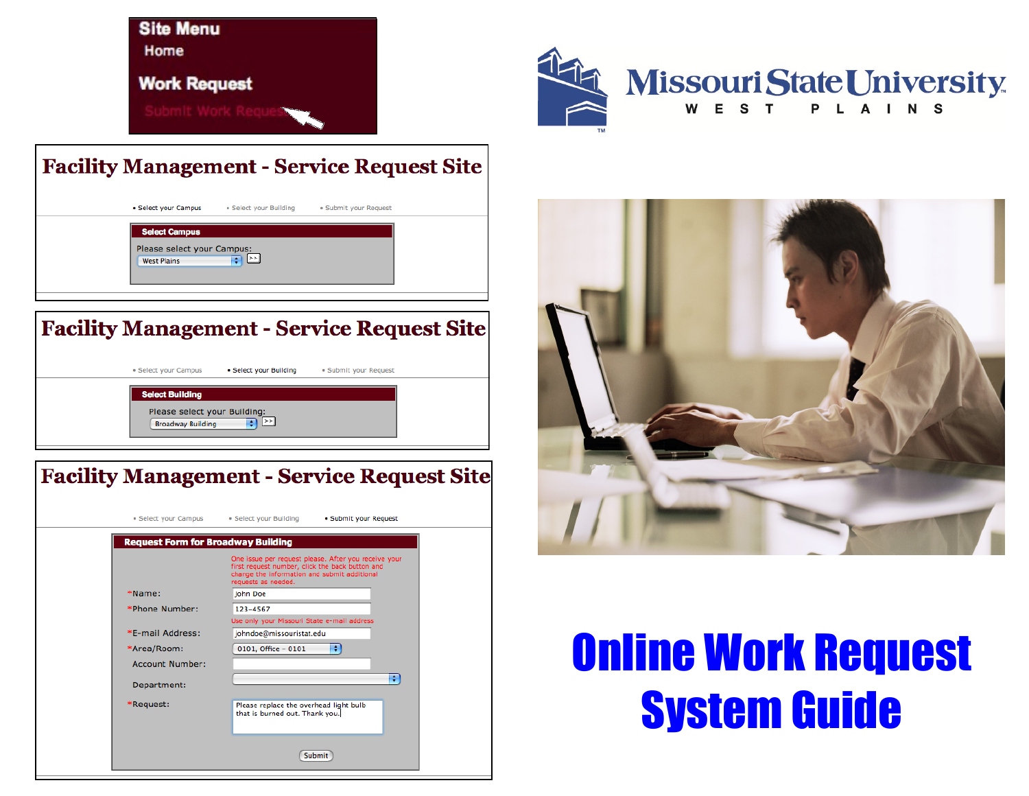**Site Menu**

Home

**Work Request**

Submit Work Request

Missouri State University

WEST PLAINS

# Facility Management - Service Request Site

• Select your Campus • Select your Building • Submit your Request

**Select Campus**

Please select your Campus: West Plains >>

# Facility Management - Service Request Site

• Select your Campus • Select your Building • Submit your Request

**Select Building**

Please select your Building: Broadway Building >>

# Facility Management - Service Request Site

• Select your Campus • Select your Building • Submit your Request

**Request Form for Broadway Building**

One issue per request please. After you receive your first request number, click the back button and change the information and submit additional requests as needed.

| Field | Value |
| --- | --- |
| *Name: | John Doe |
| *Phone Number: | 123-4567 |
| | Use only your Missouri State e-mail address |
| *E-mail Address: | johndoe@missouristat.edu |
| *Area/Room: | 0101, Office - 0101 |
| Account Number: | |
| Department: | |
| *Request: | Please replace the overhead light bulb that is burned out. Thank you. |

Submit

# Online Work Request System Guide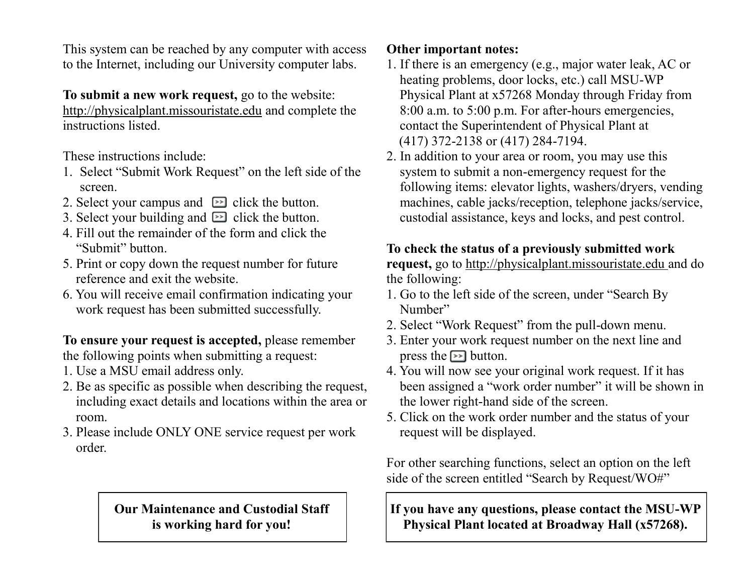This system can be reached by any computer with access to the Internet, including our University computer labs.

**To submit a new work request,** go to the website: http://physicalplant.missouristate.edu and complete the instructions listed.

These instructions include:

1. Select "Submit Work Request" on the left side of the screen.
2. Select your campus and [>>] click the button.
3. Select your building and [>>] click the button.
4. Fill out the remainder of the form and click the "Submit" button.
5. Print or copy down the request number for future reference and exit the website.
6. You will receive email confirmation indicating your work request has been submitted successfully.

**To ensure your request is accepted,** please remember the following points when submitting a request:

1. Use a MSU email address only.
2. Be as specific as possible when describing the request, including exact details and locations within the area or room.
3. Please include ONLY ONE service request per work order.

**Our Maintenance and Custodial Staff is working hard for you!**

**Other important notes:**

1. If there is an emergency (e.g., major water leak, AC or heating problems, door locks, etc.) call MSU-WP Physical Plant at x57268 Monday through Friday from 8:00 a.m. to 5:00 p.m. For after-hours emergencies, contact the Superintendent of Physical Plant at (417) 372-2138 or (417) 284-7194.
2. In addition to your area or room, you may use this system to submit a non-emergency request for the following items: elevator lights, washers/dryers, vending machines, cable jacks/reception, telephone jacks/service, custodial assistance, keys and locks, and pest control.

**To check the status of a previously submitted work request,** go to http://physicalplant.missouristate.edu and do the following:

1. Go to the left side of the screen, under "Search By Number"
2. Select "Work Request" from the pull-down menu.
3. Enter your work request number on the next line and press the [>>] button.
4. You will now see your original work request. If it has been assigned a "work order number" it will be shown in the lower right-hand side of the screen.
5. Click on the work order number and the status of your request will be displayed.

For other searching functions, select an option on the left side of the screen entitled "Search by Request/WO#"

**If you have any questions, please contact the MSU-WP Physical Plant located at Broadway Hall (x57268).**